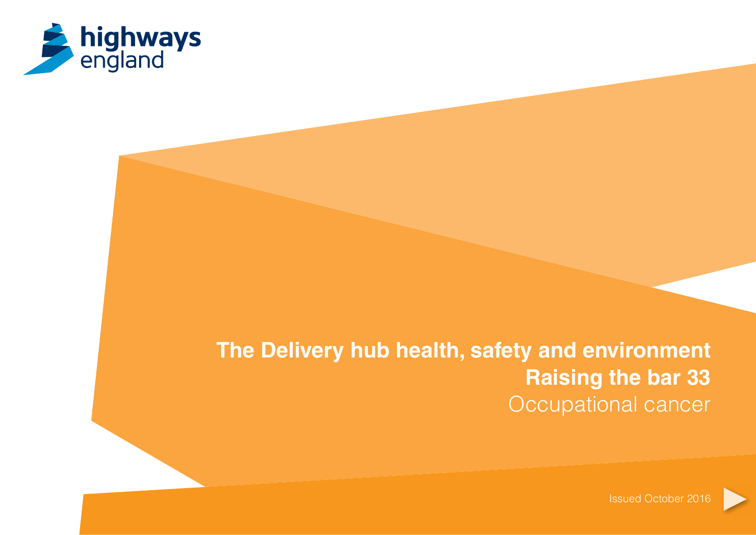highways england

# The Delivery hub health, safety and environment
## Raising the bar 33
Occupational cancer

Issued October 2016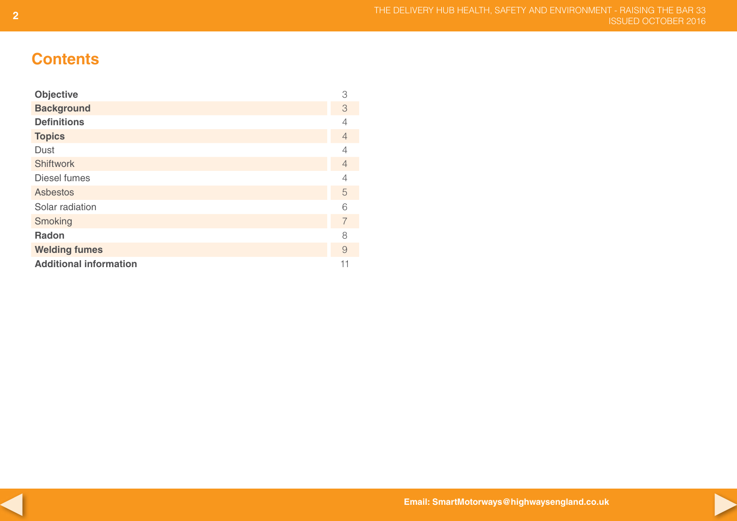# Contents

| | |
|---|---|
| **Objective** | 3 |
| **Background** | 3 |
| **Definitions** | 4 |
| **Topics** | 4 |
| Dust | 4 |
| Shiftwork | 4 |
| Diesel fumes | 4 |
| Asbestos | 5 |
| Solar radiation | 6 |
| Smoking | 7 |
| **Radon** | 8 |
| **Welding fumes** | 9 |
| **Additional information** | 11 |

Email: SmartMotorways@highwaysengland.co.uk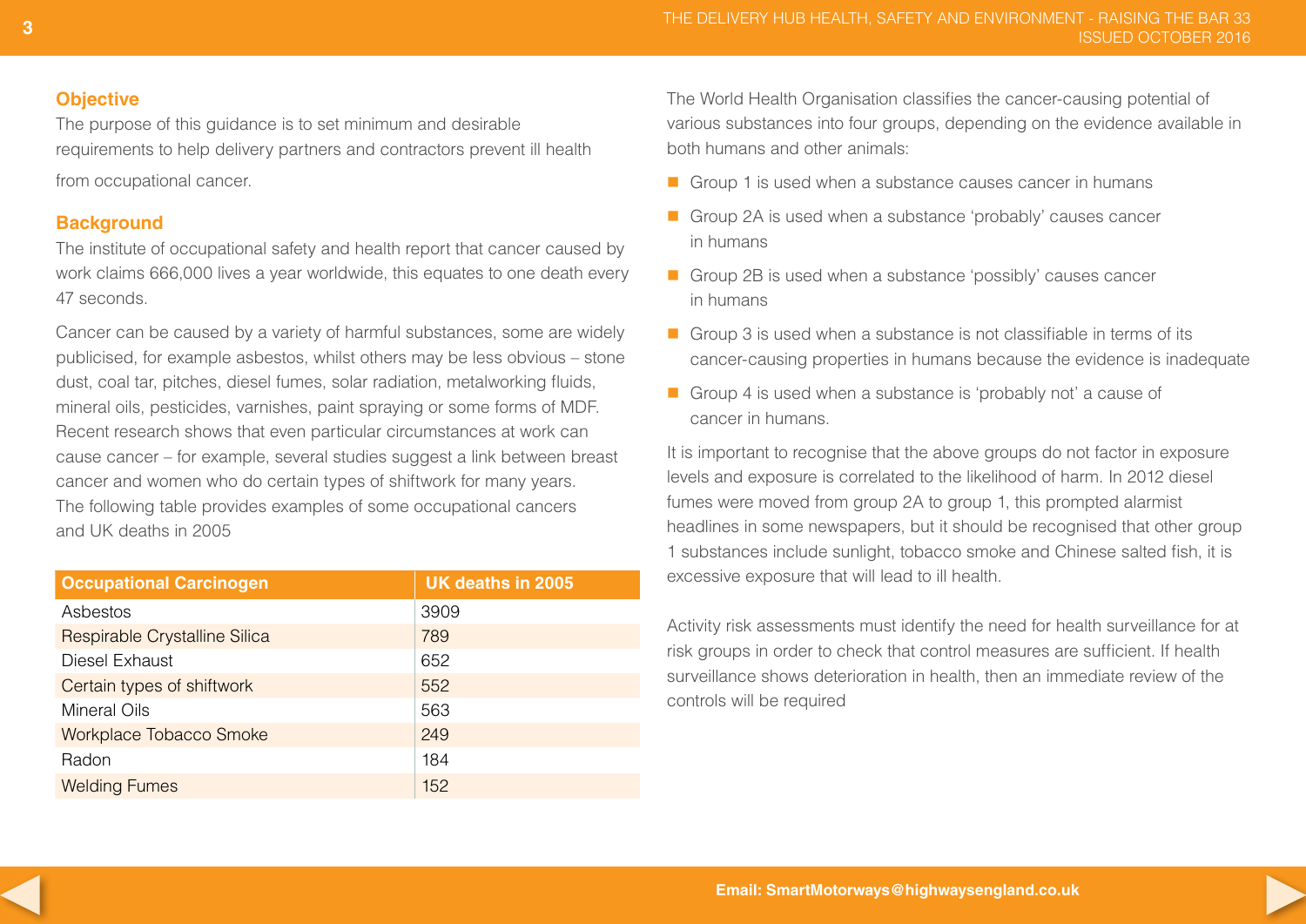## Objective

The purpose of this guidance is to set minimum and desirable requirements to help delivery partners and contractors prevent ill health from occupational cancer.

## Background

The institute of occupational safety and health report that cancer caused by work claims 666,000 lives a year worldwide, this equates to one death every 47 seconds.

Cancer can be caused by a variety of harmful substances, some are widely publicised, for example asbestos, whilst others may be less obvious – stone dust, coal tar, pitches, diesel fumes, solar radiation, metalworking fluids, mineral oils, pesticides, varnishes, paint spraying or some forms of MDF. Recent research shows that even particular circumstances at work can cause cancer – for example, several studies suggest a link between breast cancer and women who do certain types of shiftwork for many years. The following table provides examples of some occupational cancers and UK deaths in 2005

| Occupational Carcinogen | UK deaths in 2005 |
| --- | --- |
| Asbestos | 3909 |
| Respirable Crystalline Silica | 789 |
| Diesel Exhaust | 652 |
| Certain types of shiftwork | 552 |
| Mineral Oils | 563 |
| Workplace Tobacco Smoke | 249 |
| Radon | 184 |
| Welding Fumes | 152 |

The World Health Organisation classifies the cancer-causing potential of various substances into four groups, depending on the evidence available in both humans and other animals:

- Group 1 is used when a substance causes cancer in humans
- Group 2A is used when a substance 'probably' causes cancer in humans
- Group 2B is used when a substance 'possibly' causes cancer in humans
- Group 3 is used when a substance is not classifiable in terms of its cancer-causing properties in humans because the evidence is inadequate
- Group 4 is used when a substance is 'probably not' a cause of cancer in humans.

It is important to recognise that the above groups do not factor in exposure levels and exposure is correlated to the likelihood of harm. In 2012 diesel fumes were moved from group 2A to group 1, this prompted alarmist headlines in some newspapers, but it should be recognised that other group 1 substances include sunlight, tobacco smoke and Chinese salted fish, it is excessive exposure that will lead to ill health.

Activity risk assessments must identify the need for health surveillance for at risk groups in order to check that control measures are sufficient. If health surveillance shows deterioration in health, then an immediate review of the controls will be required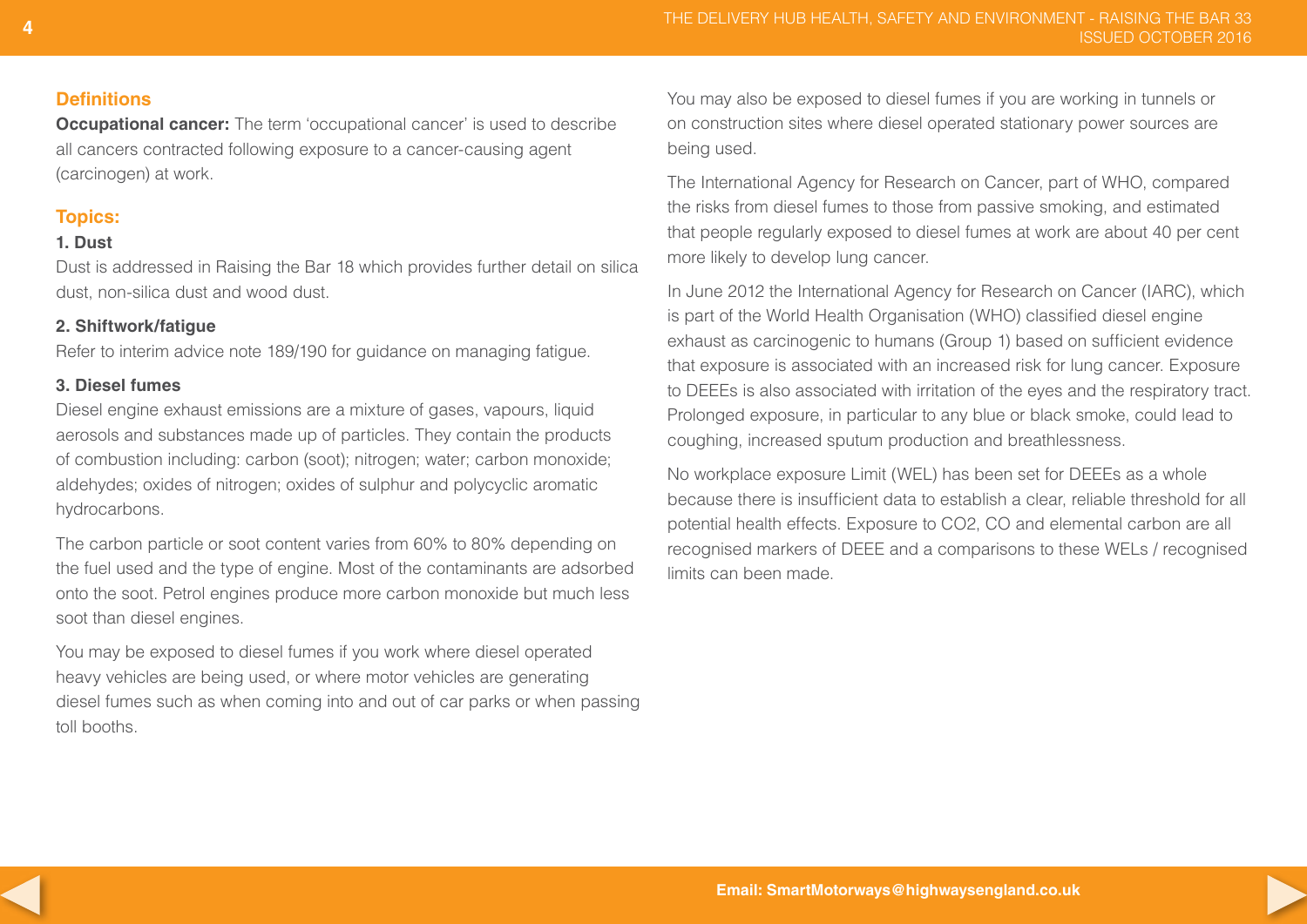## Definitions

**Occupational cancer:** The term 'occupational cancer' is used to describe all cancers contracted following exposure to a cancer-causing agent (carcinogen) at work.

## Topics:

### 1. Dust

Dust is addressed in Raising the Bar 18 which provides further detail on silica dust, non-silica dust and wood dust.

### 2. Shiftwork/fatigue

Refer to interim advice note 189/190 for guidance on managing fatigue.

### 3. Diesel fumes

Diesel engine exhaust emissions are a mixture of gases, vapours, liquid aerosols and substances made up of particles. They contain the products of combustion including: carbon (soot); nitrogen; water; carbon monoxide; aldehydes; oxides of nitrogen; oxides of sulphur and polycyclic aromatic hydrocarbons.

The carbon particle or soot content varies from 60% to 80% depending on the fuel used and the type of engine. Most of the contaminants are adsorbed onto the soot. Petrol engines produce more carbon monoxide but much less soot than diesel engines.

You may be exposed to diesel fumes if you work where diesel operated heavy vehicles are being used, or where motor vehicles are generating diesel fumes such as when coming into and out of car parks or when passing toll booths.

You may also be exposed to diesel fumes if you are working in tunnels or on construction sites where diesel operated stationary power sources are being used.

The International Agency for Research on Cancer, part of WHO, compared the risks from diesel fumes to those from passive smoking, and estimated that people regularly exposed to diesel fumes at work are about 40 per cent more likely to develop lung cancer.

In June 2012 the International Agency for Research on Cancer (IARC), which is part of the World Health Organisation (WHO) classified diesel engine exhaust as carcinogenic to humans (Group 1) based on sufficient evidence that exposure is associated with an increased risk for lung cancer. Exposure to DEEEs is also associated with irritation of the eyes and the respiratory tract. Prolonged exposure, in particular to any blue or black smoke, could lead to coughing, increased sputum production and breathlessness.

No workplace exposure Limit (WEL) has been set for DEEEs as a whole because there is insufficient data to establish a clear, reliable threshold for all potential health effects. Exposure to $CO_2$, CO and elemental carbon are all recognised markers of DEEE and a comparisons to these WELs / recognised limits can been made.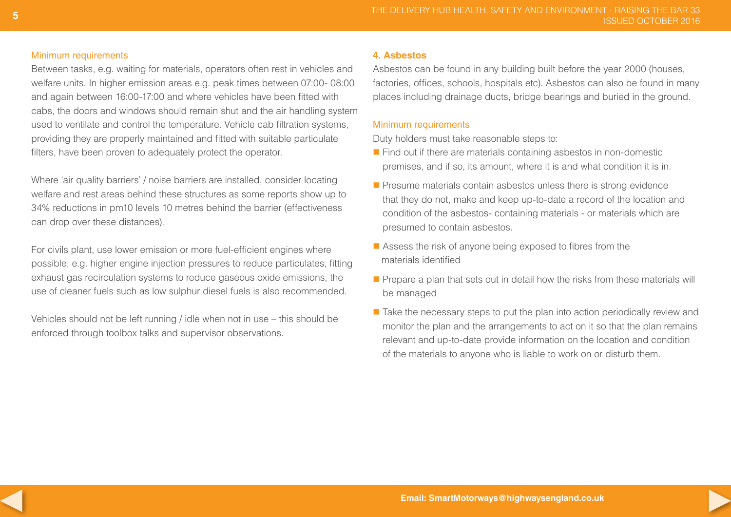### Minimum requirements

Between tasks, e.g. waiting for materials, operators often rest in vehicles and welfare units. In higher emission areas e.g. peak times between 07:00- 08:00 and again between 16:00-17:00 and where vehicles have been fitted with cabs, the doors and windows should remain shut and the air handling system used to ventilate and control the temperature. Vehicle cab filtration systems, providing they are properly maintained and fitted with suitable particulate filters, have been proven to adequately protect the operator.

Where 'air quality barriers' / noise barriers are installed, consider locating welfare and rest areas behind these structures as some reports show up to 34% reductions in pm10 levels 10 metres behind the barrier (effectiveness can drop over these distances).

For civils plant, use lower emission or more fuel-efficient engines where possible, e.g. higher engine injection pressures to reduce particulates, fitting exhaust gas recirculation systems to reduce gaseous oxide emissions, the use of cleaner fuels such as low sulphur diesel fuels is also recommended.

Vehicles should not be left running / idle when not in use – this should be enforced through toolbox talks and supervisor observations.

## 4. Asbestos

Asbestos can be found in any building built before the year 2000 (houses, factories, offices, schools, hospitals etc). Asbestos can also be found in many places including drainage ducts, bridge bearings and buried in the ground.

### Minimum requirements

Duty holders must take reasonable steps to:

- Find out if there are materials containing asbestos in non-domestic premises, and if so, its amount, where it is and what condition it is in.
- Presume materials contain asbestos unless there is strong evidence that they do not, make and keep up-to-date a record of the location and condition of the asbestos- containing materials - or materials which are presumed to contain asbestos.
- Assess the risk of anyone being exposed to fibres from the materials identified
- Prepare a plan that sets out in detail how the risks from these materials will be managed
- Take the necessary steps to put the plan into action periodically review and monitor the plan and the arrangements to act on it so that the plan remains relevant and up-to-date provide information on the location and condition of the materials to anyone who is liable to work on or disturb them.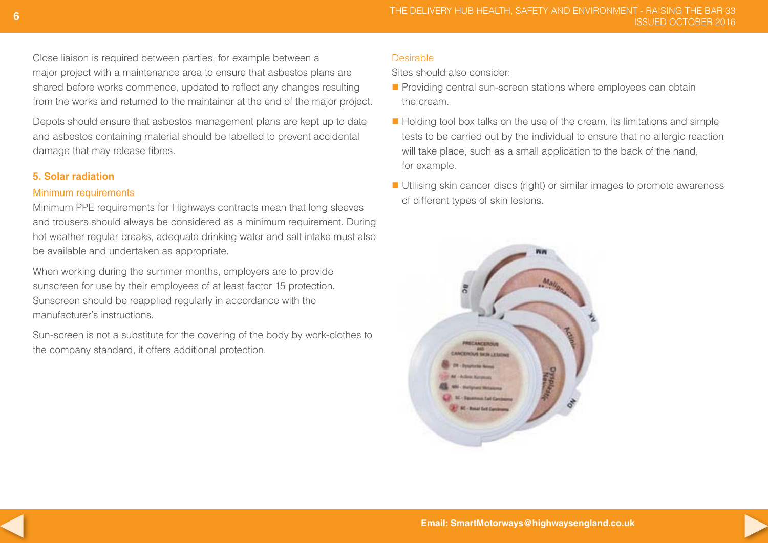Close liaison is required between parties, for example between a major project with a maintenance area to ensure that asbestos plans are shared before works commence, updated to reflect any changes resulting from the works and returned to the maintainer at the end of the major project.

Depots should ensure that asbestos management plans are kept up to date and asbestos containing material should be labelled to prevent accidental damage that may release fibres.

## 5. Solar radiation

### Minimum requirements

Minimum PPE requirements for Highways contracts mean that long sleeves and trousers should always be considered as a minimum requirement. During hot weather regular breaks, adequate drinking water and salt intake must also be available and undertaken as appropriate.

When working during the summer months, employers are to provide sunscreen for use by their employees of at least factor 15 protection. Sunscreen should be reapplied regularly in accordance with the manufacturer's instructions.

Sun-screen is not a substitute for the covering of the body by work-clothes to the company standard, it offers additional protection.

### Desirable

Sites should also consider:

- Providing central sun-screen stations where employees can obtain the cream.
- Holding tool box talks on the use of the cream, its limitations and simple tests to be carried out by the individual to ensure that no allergic reaction will take place, such as a small application to the back of the hand, for example.
- Utilising skin cancer discs (right) or similar images to promote awareness of different types of skin lesions.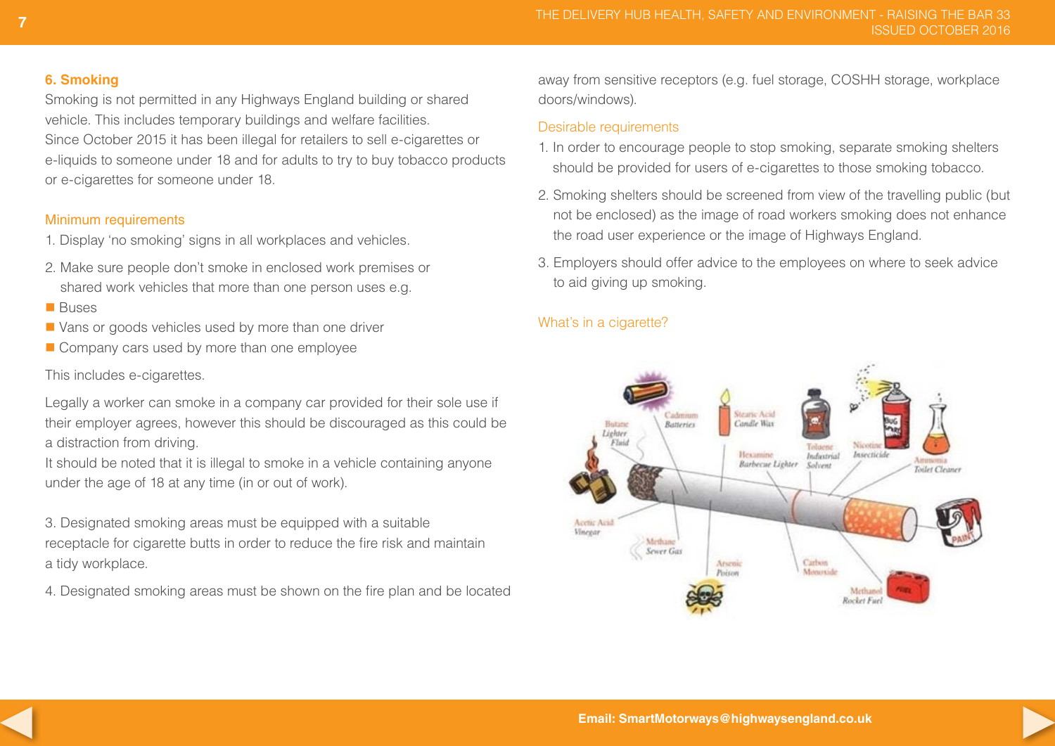## 6. Smoking

Smoking is not permitted in any Highways England building or shared vehicle. This includes temporary buildings and welfare facilities.

Since October 2015 it has been illegal for retailers to sell e-cigarettes or e-liquids to someone under 18 and for adults to try to buy tobacco products or e-cigarettes for someone under 18.

### Minimum requirements

1. Display 'no smoking' signs in all workplaces and vehicles.
2. Make sure people don't smoke in enclosed work premises or shared work vehicles that more than one person uses e.g.
   - Buses
   - Vans or goods vehicles used by more than one driver
   - Company cars used by more than one employee

This includes e-cigarettes.

Legally a worker can smoke in a company car provided for their sole use if their employer agrees, however this should be discouraged as this could be a distraction from driving.

It should be noted that it is illegal to smoke in a vehicle containing anyone under the age of 18 at any time (in or out of work).

3. Designated smoking areas must be equipped with a suitable receptacle for cigarette butts in order to reduce the fire risk and maintain a tidy workplace.
4. Designated smoking areas must be shown on the fire plan and be located away from sensitive receptors (e.g. fuel storage, COSHH storage, workplace doors/windows).

### Desirable requirements

1. In order to encourage people to stop smoking, separate smoking shelters should be provided for users of e-cigarettes to those smoking tobacco.
2. Smoking shelters should be screened from view of the travelling public (but not be enclosed) as the image of road workers smoking does not enhance the road user experience or the image of Highways England.
3. Employers should offer advice to the employees on where to seek advice to aid giving up smoking.

### What's in a cigarette?

Butane Lighter Fluid; Cadmium Batteries; Stearic Acid Candle Wax; Hexamine Barbecue Lighter; Toluene Industrial Solvent; Nicotine Insecticide; Ammonia Toilet Cleaner; Acetic Acid Vinegar; Methane Sewer Gas; Arsenic Poison; Carbon Monoxide; Methanol Rocket Fuel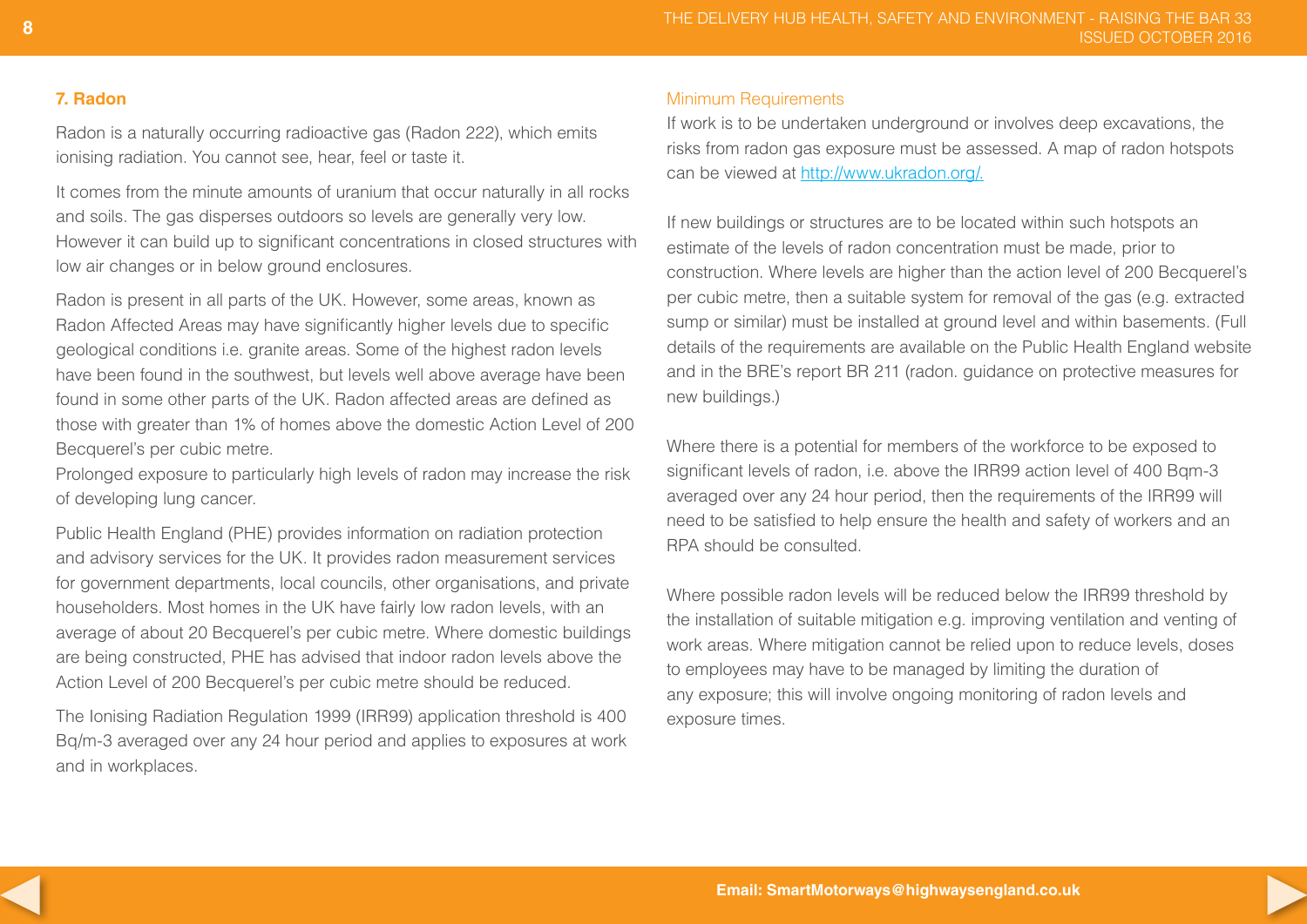## 7. Radon

Radon is a naturally occurring radioactive gas (Radon 222), which emits ionising radiation. You cannot see, hear, feel or taste it.

It comes from the minute amounts of uranium that occur naturally in all rocks and soils. The gas disperses outdoors so levels are generally very low. However it can build up to significant concentrations in closed structures with low air changes or in below ground enclosures.

Radon is present in all parts of the UK. However, some areas, known as Radon Affected Areas may have significantly higher levels due to specific geological conditions i.e. granite areas. Some of the highest radon levels have been found in the southwest, but levels well above average have been found in some other parts of the UK. Radon affected areas are defined as those with greater than 1% of homes above the domestic Action Level of 200 Becquerel's per cubic metre.

Prolonged exposure to particularly high levels of radon may increase the risk of developing lung cancer.

Public Health England (PHE) provides information on radiation protection and advisory services for the UK. It provides radon measurement services for government departments, local councils, other organisations, and private householders. Most homes in the UK have fairly low radon levels, with an average of about 20 Becquerel's per cubic metre. Where domestic buildings are being constructed, PHE has advised that indoor radon levels above the Action Level of 200 Becquerel's per cubic metre should be reduced.

The Ionising Radiation Regulation 1999 (IRR99) application threshold is 400 Bq/m-3 averaged over any 24 hour period and applies to exposures at work and in workplaces.

### Minimum Requirements

If work is to be undertaken underground or involves deep excavations, the risks from radon gas exposure must be assessed. A map of radon hotspots can be viewed at http://www.ukradon.org/.

If new buildings or structures are to be located within such hotspots an estimate of the levels of radon concentration must be made, prior to construction. Where levels are higher than the action level of 200 Becquerel's per cubic metre, then a suitable system for removal of the gas (e.g. extracted sump or similar) must be installed at ground level and within basements. (Full details of the requirements are available on the Public Health England website and in the BRE's report BR 211 (radon. guidance on protective measures for new buildings.)

Where there is a potential for members of the workforce to be exposed to significant levels of radon, i.e. above the IRR99 action level of 400 Bqm-3 averaged over any 24 hour period, then the requirements of the IRR99 will need to be satisfied to help ensure the health and safety of workers and an RPA should be consulted.

Where possible radon levels will be reduced below the IRR99 threshold by the installation of suitable mitigation e.g. improving ventilation and venting of work areas. Where mitigation cannot be relied upon to reduce levels, doses to employees may have to be managed by limiting the duration of any exposure; this will involve ongoing monitoring of radon levels and exposure times.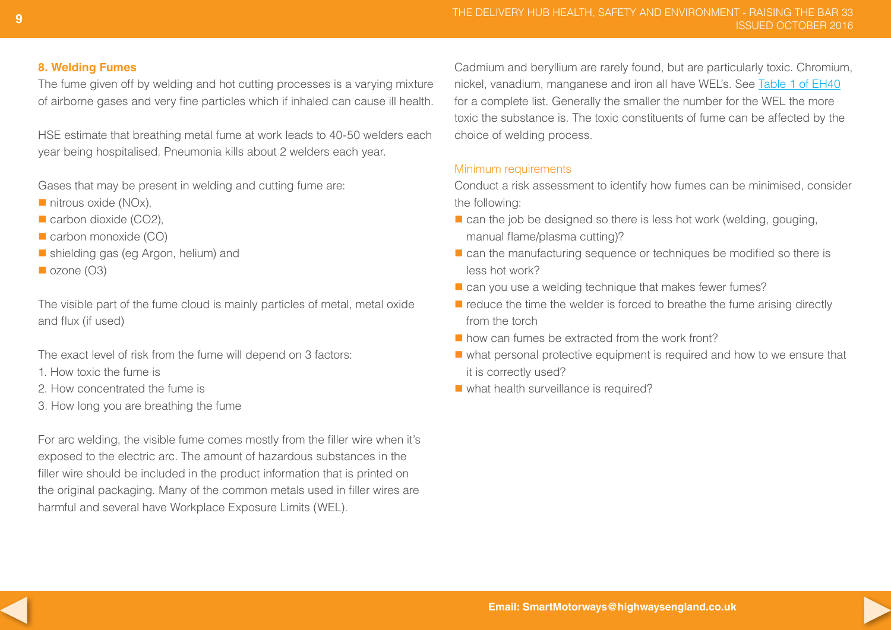## 8. Welding Fumes

The fume given off by welding and hot cutting processes is a varying mixture of airborne gases and very fine particles which if inhaled can cause ill health.

HSE estimate that breathing metal fume at work leads to 40-50 welders each year being hospitalised. Pneumonia kills about 2 welders each year.

Gases that may be present in welding and cutting fume are:

- nitrous oxide (NOx),
- carbon dioxide ($CO_2$),
- carbon monoxide (CO)
- shielding gas (eg Argon, helium) and
- ozone ($O_3$)

The visible part of the fume cloud is mainly particles of metal, metal oxide and flux (if used)

The exact level of risk from the fume will depend on 3 factors:

1. How toxic the fume is
2. How concentrated the fume is
3. How long you are breathing the fume

For arc welding, the visible fume comes mostly from the filler wire when it's exposed to the electric arc. The amount of hazardous substances in the filler wire should be included in the product information that is printed on the original packaging. Many of the common metals used in filler wires are harmful and several have Workplace Exposure Limits (WEL).

Cadmium and beryllium are rarely found, but are particularly toxic. Chromium, nickel, vanadium, manganese and iron all have WEL's. See Table 1 of EH40 for a complete list. Generally the smaller the number for the WEL the more toxic the substance is. The toxic constituents of fume can be affected by the choice of welding process.

### Minimum requirements

Conduct a risk assessment to identify how fumes can be minimised, consider the following:

- can the job be designed so there is less hot work (welding, gouging, manual flame/plasma cutting)?
- can the manufacturing sequence or techniques be modified so there is less hot work?
- can you use a welding technique that makes fewer fumes?
- reduce the time the welder is forced to breathe the fume arising directly from the torch
- how can fumes be extracted from the work front?
- what personal protective equipment is required and how to we ensure that it is correctly used?
- what health surveillance is required?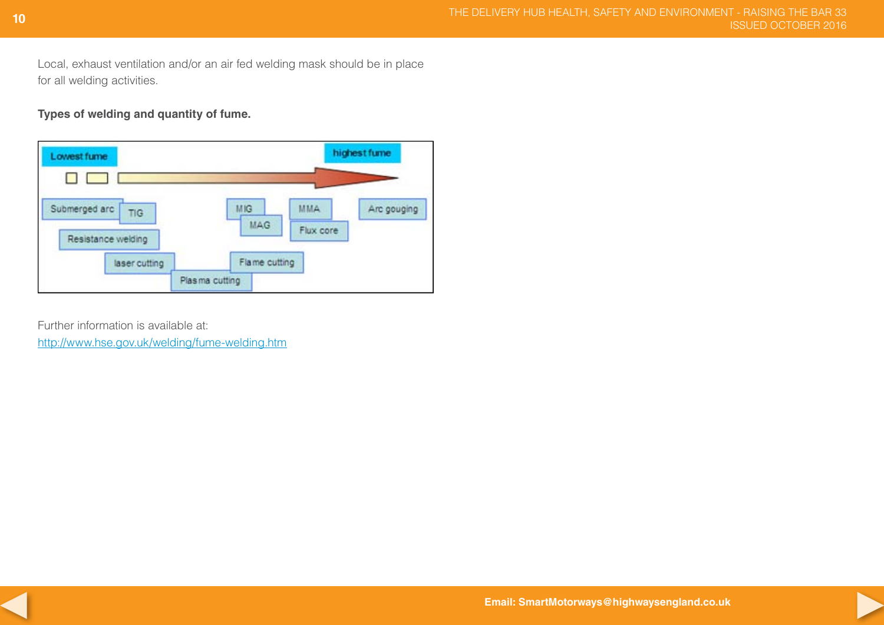Local, exhaust ventilation and/or an air fed welding mask should be in place for all welding activities.

**Types of welding and quantity of fume.**

Lowest fume → highest fume

Submerged arc, TIG, Resistance welding, laser cutting, Plasma cutting, MIG, MAG, Flame cutting, MMA, Flux core, Arc gouging

Further information is available at:
http://www.hse.gov.uk/welding/fume-welding.htm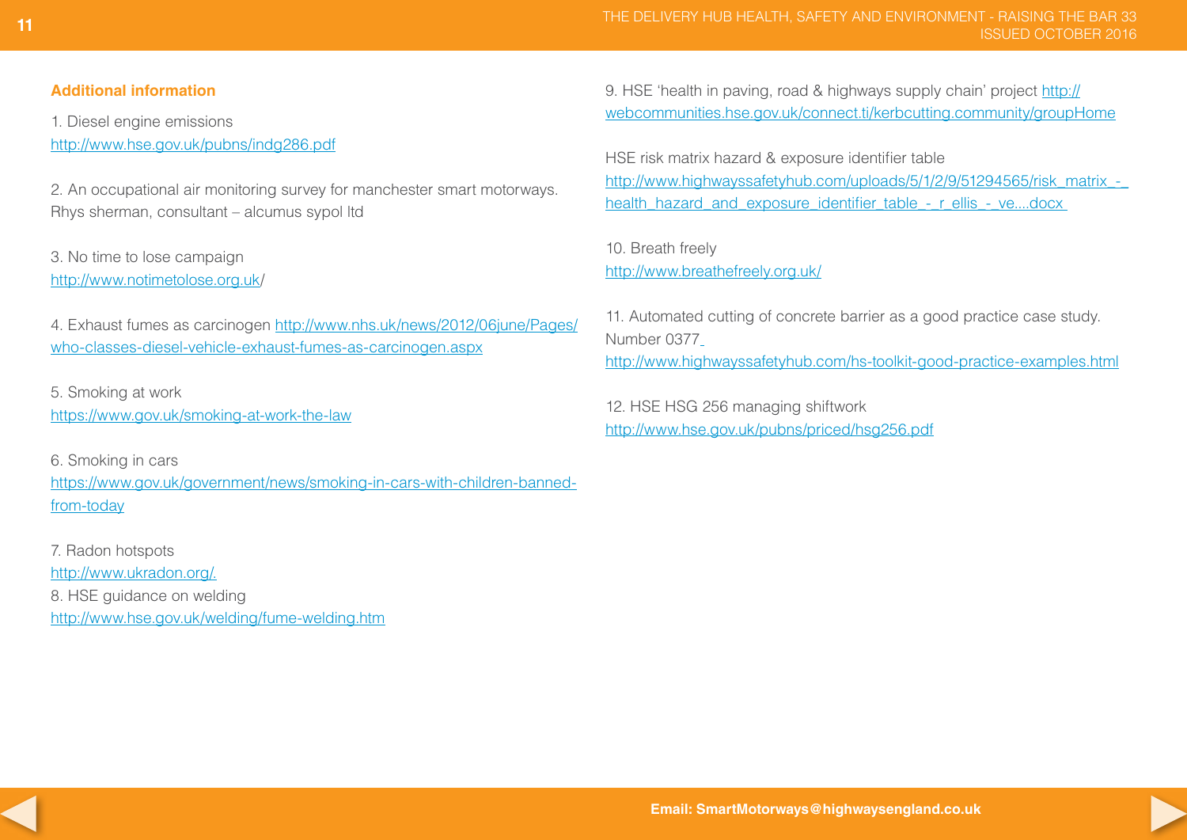### Additional information

1. Diesel engine emissions
http://www.hse.gov.uk/pubns/indg286.pdf

2. An occupational air monitoring survey for manchester smart motorways. Rhys sherman, consultant – alcumus sypol ltd

3. No time to lose campaign
http://www.notimetolose.org.uk/

4. Exhaust fumes as carcinogen http://www.nhs.uk/news/2012/06june/Pages/who-classes-diesel-vehicle-exhaust-fumes-as-carcinogen.aspx

5. Smoking at work
https://www.gov.uk/smoking-at-work-the-law

6. Smoking in cars
https://www.gov.uk/government/news/smoking-in-cars-with-children-banned-from-today

7. Radon hotspots
http://www.ukradon.org/.

8. HSE guidance on welding
http://www.hse.gov.uk/welding/fume-welding.htm

9. HSE 'health in paving, road & highways supply chain' project http://webcommunities.hse.gov.uk/connect.ti/kerbcutting.community/groupHome

HSE risk matrix hazard & exposure identifier table
http://www.highwayssafetyhub.com/uploads/5/1/2/9/51294565/risk_matrix_-_health_hazard_and_exposure_identifier_table_-_r_ellis_-_ve....docx

10. Breath freely
http://www.breathefreely.org.uk/

11. Automated cutting of concrete barrier as a good practice case study. Number 0377
http://www.highwayssafetyhub.com/hs-toolkit-good-practice-examples.html

12. HSE HSG 256 managing shiftwork
http://www.hse.gov.uk/pubns/priced/hsg256.pdf

**Email: SmartMotorways@highwaysengland.co.uk**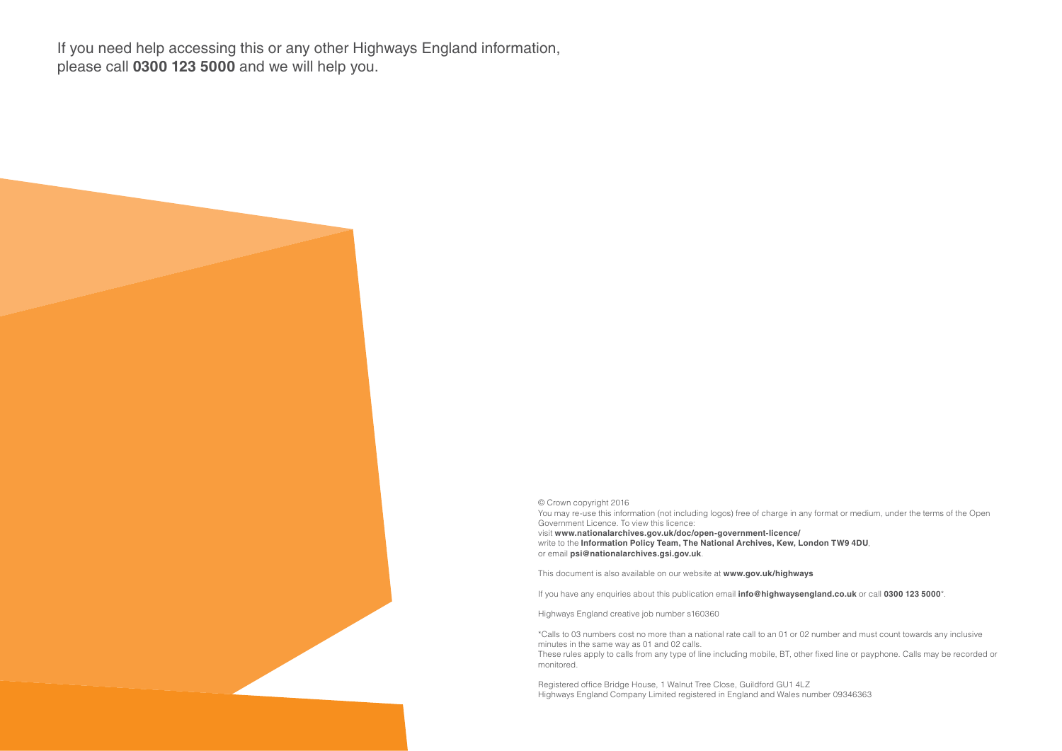If you need help accessing this or any other Highways England information, please call **0300 123 5000** and we will help you.

© Crown copyright 2016
You may re-use this information (not including logos) free of charge in any format or medium, under the terms of the Open Government Licence. To view this licence:
visit **www.nationalarchives.gov.uk/doc/open-government-licence/**
write to the **Information Policy Team, The National Archives, Kew, London TW9 4DU**,
or email **psi@nationalarchives.gsi.gov.uk**.

This document is also available on our website at **www.gov.uk/highways**

If you have any enquiries about this publication email **info@highwaysengland.co.uk** or call **0300 123 5000***.

Highways England creative job number s160360

*Calls to 03 numbers cost no more than a national rate call to an 01 or 02 number and must count towards any inclusive minutes in the same way as 01 and 02 calls.
These rules apply to calls from any type of line including mobile, BT, other fixed line or payphone. Calls may be recorded or monitored.

Registered office Bridge House, 1 Walnut Tree Close, Guildford GU1 4LZ
Highways England Company Limited registered in England and Wales number 09346363